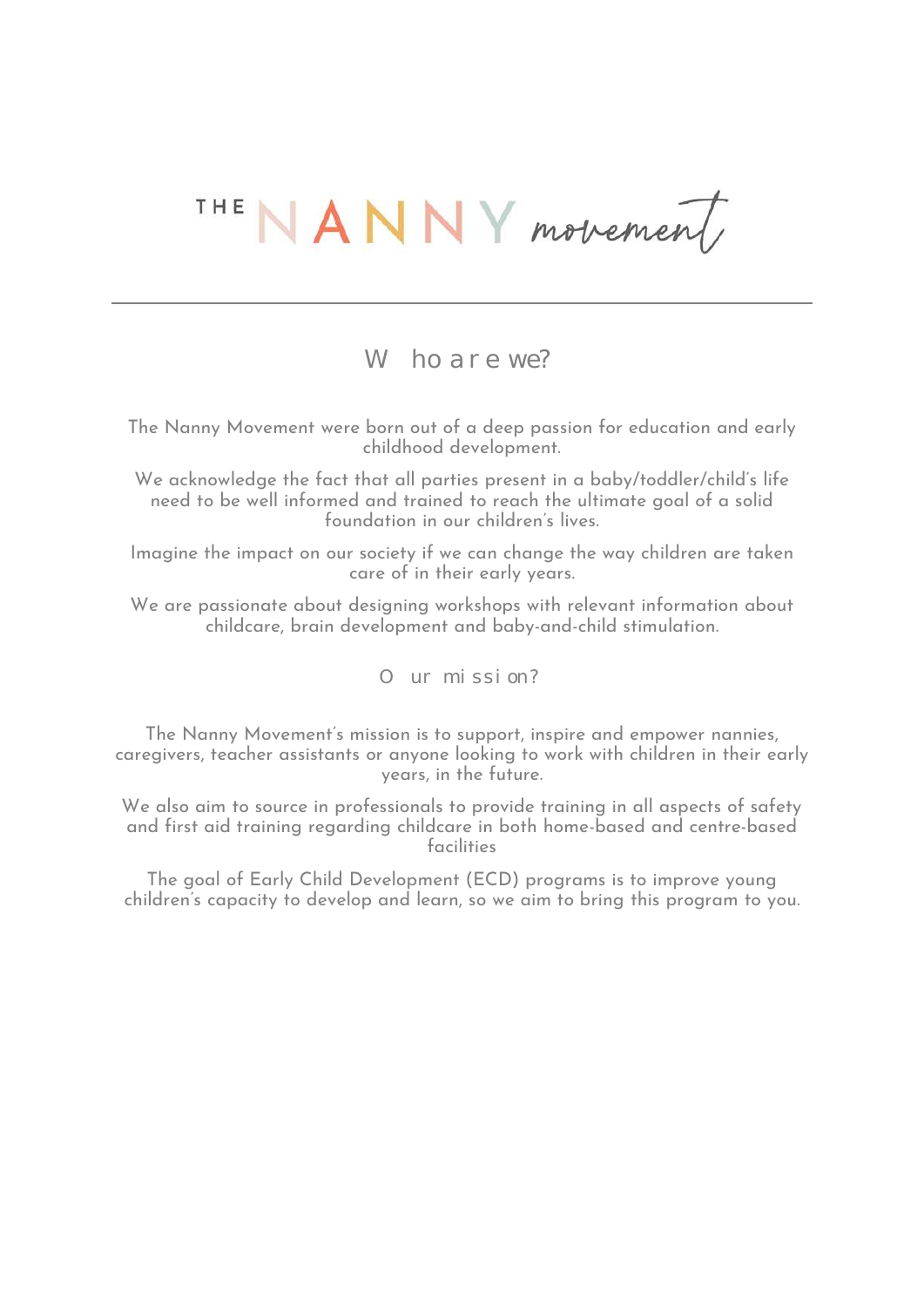# THE NANNY movement

## Who are we?

The Nanny Movement were born out of a deep passion for education and early childhood development.

We acknowledge the fact that all parties present in a baby/toddler/child's life need to be well informed and trained to reach the ultimate goal of a solid foundation in our children's lives.

Imagine the impact on our society if we can change the way children are taken care of in their early years.

We are passionate about designing workshops with relevant information about childcare, brain development and baby-and-child stimulation.

## Our mission?

The Nanny Movement's mission is to support, inspire and empower nannies, caregivers, teacher assistants or anyone looking to work with children in their early years, in the future.

We also aim to source in professionals to provide training in all aspects of safety and first aid training regarding childcare in both home-based and centre-based facilities

The goal of Early Child Development (ECD) programs is to improve young children's capacity to develop and learn, so we aim to bring this program to you.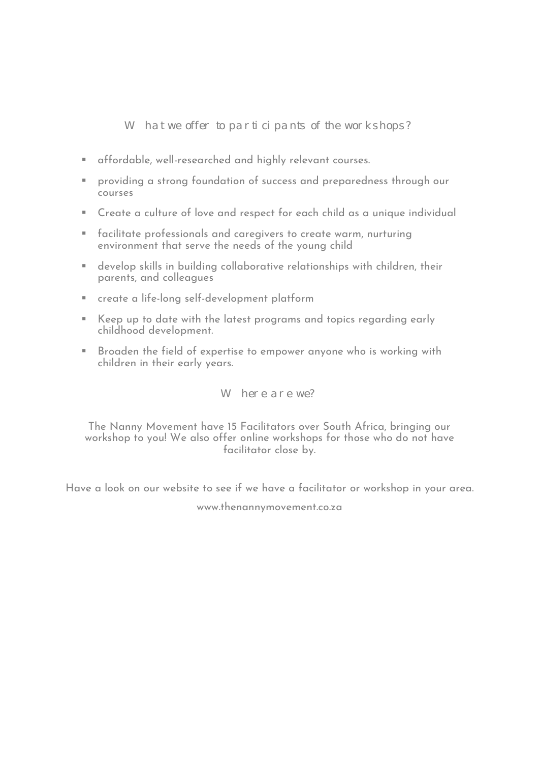## What we offer to participants of the workshops?

- affordable, well-researched and highly relevant courses.
- providing a strong foundation of success and preparedness through our courses
- Create a culture of love and respect for each child as a unique individual
- facilitate professionals and caregivers to create warm, nurturing environment that serve the needs of the young child
- develop skills in building collaborative relationships with children, their parents, and colleagues
- create a life-long self-development platform
- Keep up to date with the latest programs and topics regarding early childhood development.
- Broaden the field of expertise to empower anyone who is working with children in their early years.

## Where are we?

The Nanny Movement have 15 Facilitators over South Africa, bringing our workshop to you! We also offer online workshops for those who do not have facilitator close by.

Have a look on our website to see if we have a facilitator or workshop in your area.

www.thenannymovement.co.za